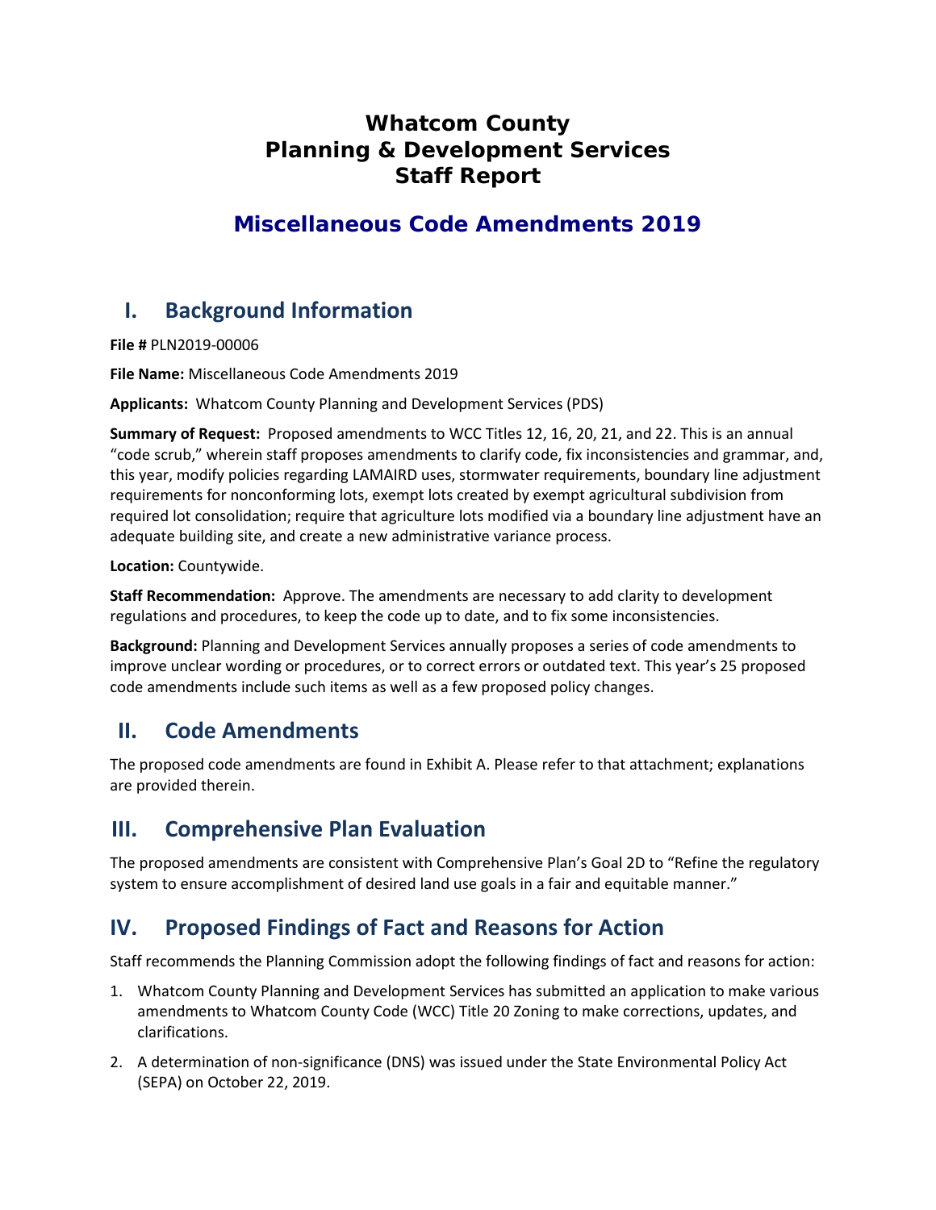# Whatcom County
# Planning & Development Services
# Staff Report

## Miscellaneous Code Amendments 2019

## I. Background Information

**File #** PLN2019-00006

**File Name:** Miscellaneous Code Amendments 2019

**Applicants:** Whatcom County Planning and Development Services (PDS)

**Summary of Request:** Proposed amendments to WCC Titles 12, 16, 20, 21, and 22. This is an annual "code scrub," wherein staff proposes amendments to clarify code, fix inconsistencies and grammar, and, this year, modify policies regarding LAMAIRD uses, stormwater requirements, boundary line adjustment requirements for nonconforming lots, exempt lots created by exempt agricultural subdivision from required lot consolidation; require that agriculture lots modified via a boundary line adjustment have an adequate building site, and create a new administrative variance process.

**Location:** Countywide.

**Staff Recommendation:** Approve. The amendments are necessary to add clarity to development regulations and procedures, to keep the code up to date, and to fix some inconsistencies.

**Background:** Planning and Development Services annually proposes a series of code amendments to improve unclear wording or procedures, or to correct errors or outdated text. This year's 25 proposed code amendments include such items as well as a few proposed policy changes.

## II. Code Amendments

The proposed code amendments are found in Exhibit A. Please refer to that attachment; explanations are provided therein.

## III. Comprehensive Plan Evaluation

The proposed amendments are consistent with Comprehensive Plan's Goal 2D to "Refine the regulatory system to ensure accomplishment of desired land use goals in a fair and equitable manner."

## IV. Proposed Findings of Fact and Reasons for Action

Staff recommends the Planning Commission adopt the following findings of fact and reasons for action:

1. Whatcom County Planning and Development Services has submitted an application to make various amendments to Whatcom County Code (WCC) Title 20 Zoning to make corrections, updates, and clarifications.
2. A determination of non-significance (DNS) was issued under the State Environmental Policy Act (SEPA) on October 22, 2019.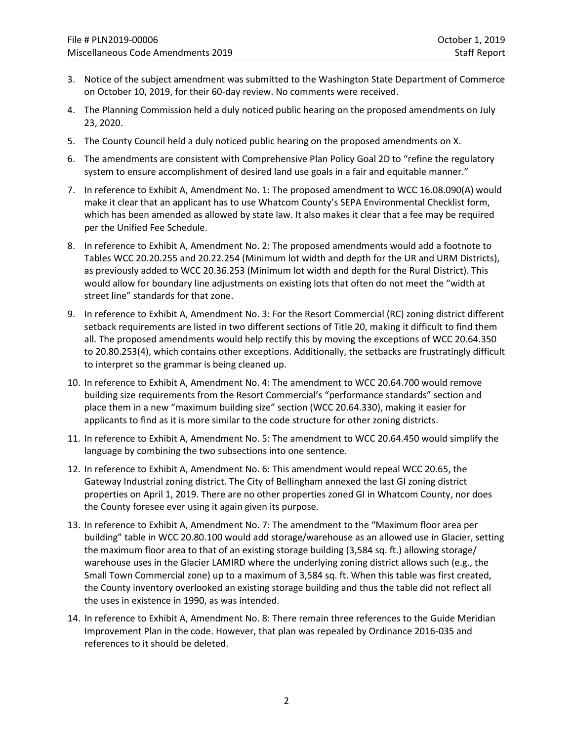3. Notice of the subject amendment was submitted to the Washington State Department of Commerce on October 10, 2019, for their 60-day review. No comments were received.

4. The Planning Commission held a duly noticed public hearing on the proposed amendments on July 23, 2020.

5. The County Council held a duly noticed public hearing on the proposed amendments on X.

6. The amendments are consistent with Comprehensive Plan Policy Goal 2D to "refine the regulatory system to ensure accomplishment of desired land use goals in a fair and equitable manner."

7. In reference to Exhibit A, Amendment No. 1: The proposed amendment to WCC 16.08.090(A) would make it clear that an applicant has to use Whatcom County's SEPA Environmental Checklist form, which has been amended as allowed by state law. It also makes it clear that a fee may be required per the Unified Fee Schedule.

8. In reference to Exhibit A, Amendment No. 2: The proposed amendments would add a footnote to Tables WCC 20.20.255 and 20.22.254 (Minimum lot width and depth for the UR and URM Districts), as previously added to WCC 20.36.253 (Minimum lot width and depth for the Rural District). This would allow for boundary line adjustments on existing lots that often do not meet the "width at street line" standards for that zone.

9. In reference to Exhibit A, Amendment No. 3: For the Resort Commercial (RC) zoning district different setback requirements are listed in two different sections of Title 20, making it difficult to find them all. The proposed amendments would help rectify this by moving the exceptions of WCC 20.64.350 to 20.80.253(4), which contains other exceptions. Additionally, the setbacks are frustratingly difficult to interpret so the grammar is being cleaned up.

10. In reference to Exhibit A, Amendment No. 4: The amendment to WCC 20.64.700 would remove building size requirements from the Resort Commercial's "performance standards" section and place them in a new "maximum building size" section (WCC 20.64.330), making it easier for applicants to find as it is more similar to the code structure for other zoning districts.

11. In reference to Exhibit A, Amendment No. 5: The amendment to WCC 20.64.450 would simplify the language by combining the two subsections into one sentence.

12. In reference to Exhibit A, Amendment No. 6: This amendment would repeal WCC 20.65, the Gateway Industrial zoning district. The City of Bellingham annexed the last GI zoning district properties on April 1, 2019. There are no other properties zoned GI in Whatcom County, nor does the County foresee ever using it again given its purpose.

13. In reference to Exhibit A, Amendment No. 7: The amendment to the "Maximum floor area per building" table in WCC 20.80.100 would add storage/warehouse as an allowed use in Glacier, setting the maximum floor area to that of an existing storage building (3,584 sq. ft.) allowing storage/ warehouse uses in the Glacier LAMIRD where the underlying zoning district allows such (e.g., the Small Town Commercial zone) up to a maximum of 3,584 sq. ft. When this table was first created, the County inventory overlooked an existing storage building and thus the table did not reflect all the uses in existence in 1990, as was intended.

14. In reference to Exhibit A, Amendment No. 8: There remain three references to the Guide Meridian Improvement Plan in the code. However, that plan was repealed by Ordinance 2016-035 and references to it should be deleted.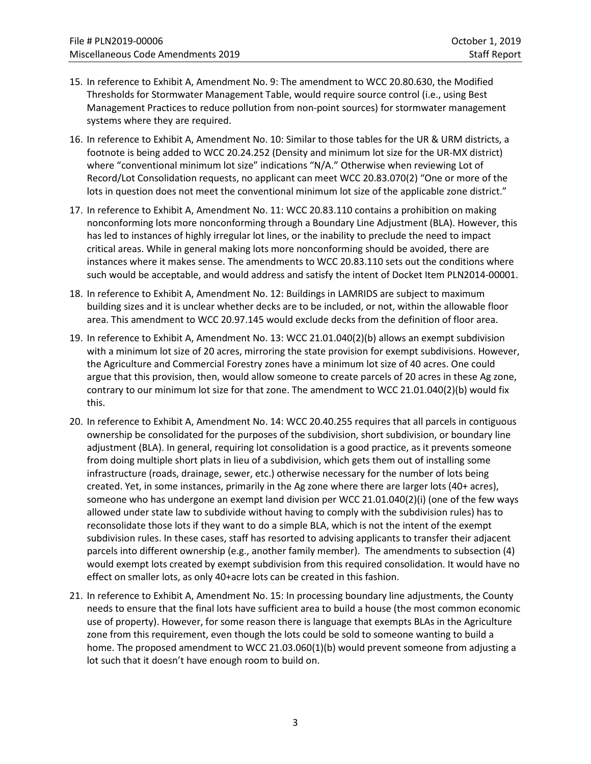15. In reference to Exhibit A, Amendment No. 9: The amendment to WCC 20.80.630, the Modified Thresholds for Stormwater Management Table, would require source control (i.e., using Best Management Practices to reduce pollution from non-point sources) for stormwater management systems where they are required.

16. In reference to Exhibit A, Amendment No. 10: Similar to those tables for the UR & URM districts, a footnote is being added to WCC 20.24.252 (Density and minimum lot size for the UR-MX district) where "conventional minimum lot size" indications "N/A." Otherwise when reviewing Lot of Record/Lot Consolidation requests, no applicant can meet WCC 20.83.070(2) "One or more of the lots in question does not meet the conventional minimum lot size of the applicable zone district."

17. In reference to Exhibit A, Amendment No. 11: WCC 20.83.110 contains a prohibition on making nonconforming lots more nonconforming through a Boundary Line Adjustment (BLA). However, this has led to instances of highly irregular lot lines, or the inability to preclude the need to impact critical areas. While in general making lots more nonconforming should be avoided, there are instances where it makes sense. The amendments to WCC 20.83.110 sets out the conditions where such would be acceptable, and would address and satisfy the intent of Docket Item PLN2014-00001.

18. In reference to Exhibit A, Amendment No. 12: Buildings in LAMRIDS are subject to maximum building sizes and it is unclear whether decks are to be included, or not, within the allowable floor area. This amendment to WCC 20.97.145 would exclude decks from the definition of floor area.

19. In reference to Exhibit A, Amendment No. 13: WCC 21.01.040(2)(b) allows an exempt subdivision with a minimum lot size of 20 acres, mirroring the state provision for exempt subdivisions. However, the Agriculture and Commercial Forestry zones have a minimum lot size of 40 acres. One could argue that this provision, then, would allow someone to create parcels of 20 acres in these Ag zone, contrary to our minimum lot size for that zone. The amendment to WCC 21.01.040(2)(b) would fix this.

20. In reference to Exhibit A, Amendment No. 14: WCC 20.40.255 requires that all parcels in contiguous ownership be consolidated for the purposes of the subdivision, short subdivision, or boundary line adjustment (BLA). In general, requiring lot consolidation is a good practice, as it prevents someone from doing multiple short plats in lieu of a subdivision, which gets them out of installing some infrastructure (roads, drainage, sewer, etc.) otherwise necessary for the number of lots being created. Yet, in some instances, primarily in the Ag zone where there are larger lots (40+ acres), someone who has undergone an exempt land division per WCC 21.01.040(2)(i) (one of the few ways allowed under state law to subdivide without having to comply with the subdivision rules) has to reconsolidate those lots if they want to do a simple BLA, which is not the intent of the exempt subdivision rules. In these cases, staff has resorted to advising applicants to transfer their adjacent parcels into different ownership (e.g., another family member). The amendments to subsection (4) would exempt lots created by exempt subdivision from this required consolidation. It would have no effect on smaller lots, as only 40+acre lots can be created in this fashion.

21. In reference to Exhibit A, Amendment No. 15: In processing boundary line adjustments, the County needs to ensure that the final lots have sufficient area to build a house (the most common economic use of property). However, for some reason there is language that exempts BLAs in the Agriculture zone from this requirement, even though the lots could be sold to someone wanting to build a home. The proposed amendment to WCC 21.03.060(1)(b) would prevent someone from adjusting a lot such that it doesn't have enough room to build on.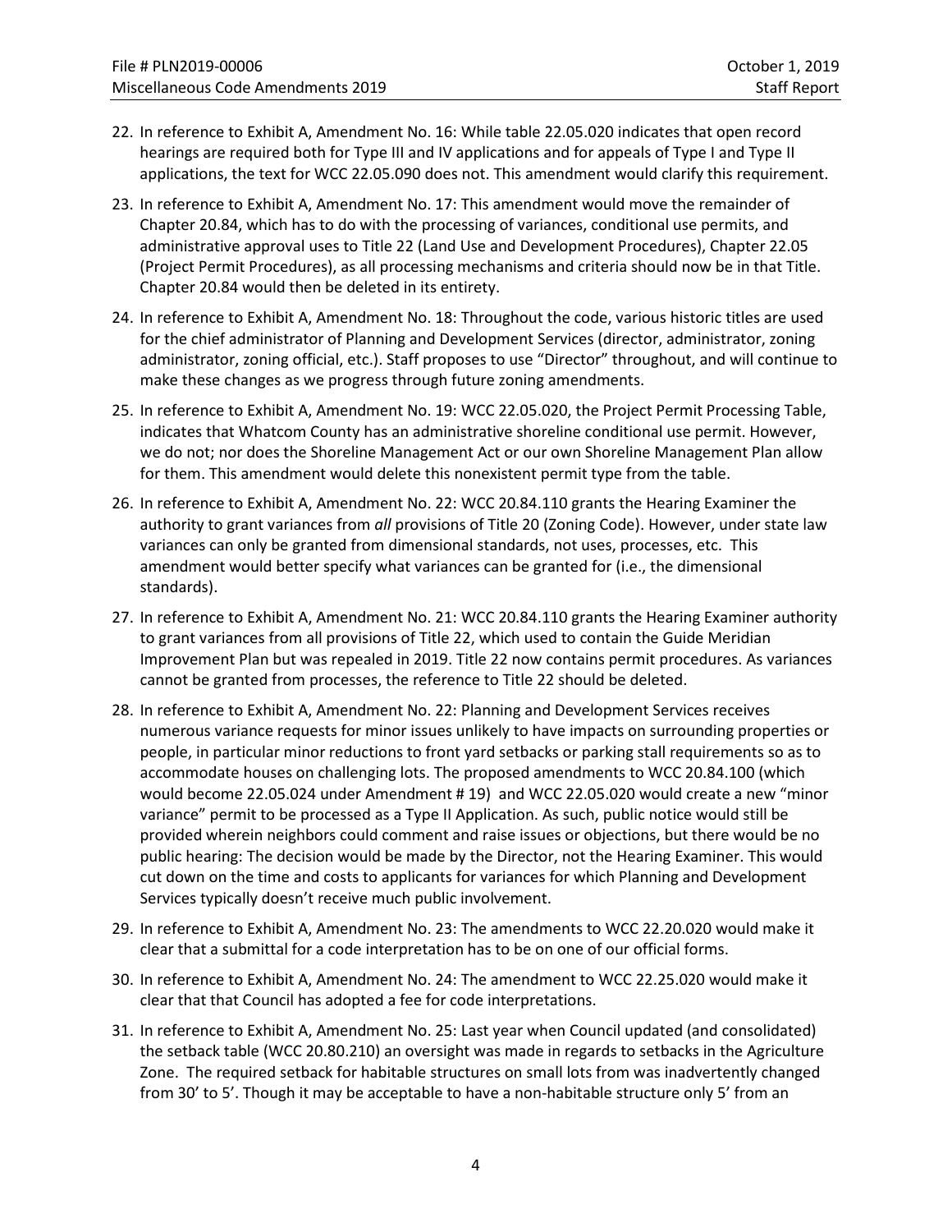22. In reference to Exhibit A, Amendment No. 16: While table 22.05.020 indicates that open record hearings are required both for Type III and IV applications and for appeals of Type I and Type II applications, the text for WCC 22.05.090 does not. This amendment would clarify this requirement.

23. In reference to Exhibit A, Amendment No. 17: This amendment would move the remainder of Chapter 20.84, which has to do with the processing of variances, conditional use permits, and administrative approval uses to Title 22 (Land Use and Development Procedures), Chapter 22.05 (Project Permit Procedures), as all processing mechanisms and criteria should now be in that Title. Chapter 20.84 would then be deleted in its entirety.

24. In reference to Exhibit A, Amendment No. 18: Throughout the code, various historic titles are used for the chief administrator of Planning and Development Services (director, administrator, zoning administrator, zoning official, etc.). Staff proposes to use "Director" throughout, and will continue to make these changes as we progress through future zoning amendments.

25. In reference to Exhibit A, Amendment No. 19: WCC 22.05.020, the Project Permit Processing Table, indicates that Whatcom County has an administrative shoreline conditional use permit. However, we do not; nor does the Shoreline Management Act or our own Shoreline Management Plan allow for them. This amendment would delete this nonexistent permit type from the table.

26. In reference to Exhibit A, Amendment No. 22: WCC 20.84.110 grants the Hearing Examiner the authority to grant variances from *all* provisions of Title 20 (Zoning Code). However, under state law variances can only be granted from dimensional standards, not uses, processes, etc. This amendment would better specify what variances can be granted for (i.e., the dimensional standards).

27. In reference to Exhibit A, Amendment No. 21: WCC 20.84.110 grants the Hearing Examiner authority to grant variances from all provisions of Title 22, which used to contain the Guide Meridian Improvement Plan but was repealed in 2019. Title 22 now contains permit procedures. As variances cannot be granted from processes, the reference to Title 22 should be deleted.

28. In reference to Exhibit A, Amendment No. 22: Planning and Development Services receives numerous variance requests for minor issues unlikely to have impacts on surrounding properties or people, in particular minor reductions to front yard setbacks or parking stall requirements so as to accommodate houses on challenging lots. The proposed amendments to WCC 20.84.100 (which would become 22.05.024 under Amendment # 19) and WCC 22.05.020 would create a new "minor variance" permit to be processed as a Type II Application. As such, public notice would still be provided wherein neighbors could comment and raise issues or objections, but there would be no public hearing: The decision would be made by the Director, not the Hearing Examiner. This would cut down on the time and costs to applicants for variances for which Planning and Development Services typically doesn't receive much public involvement.

29. In reference to Exhibit A, Amendment No. 23: The amendments to WCC 22.20.020 would make it clear that a submittal for a code interpretation has to be on one of our official forms.

30. In reference to Exhibit A, Amendment No. 24: The amendment to WCC 22.25.020 would make it clear that that Council has adopted a fee for code interpretations.

31. In reference to Exhibit A, Amendment No. 25: Last year when Council updated (and consolidated) the setback table (WCC 20.80.210) an oversight was made in regards to setbacks in the Agriculture Zone. The required setback for habitable structures on small lots from was inadvertently changed from 30' to 5'. Though it may be acceptable to have a non-habitable structure only 5' from an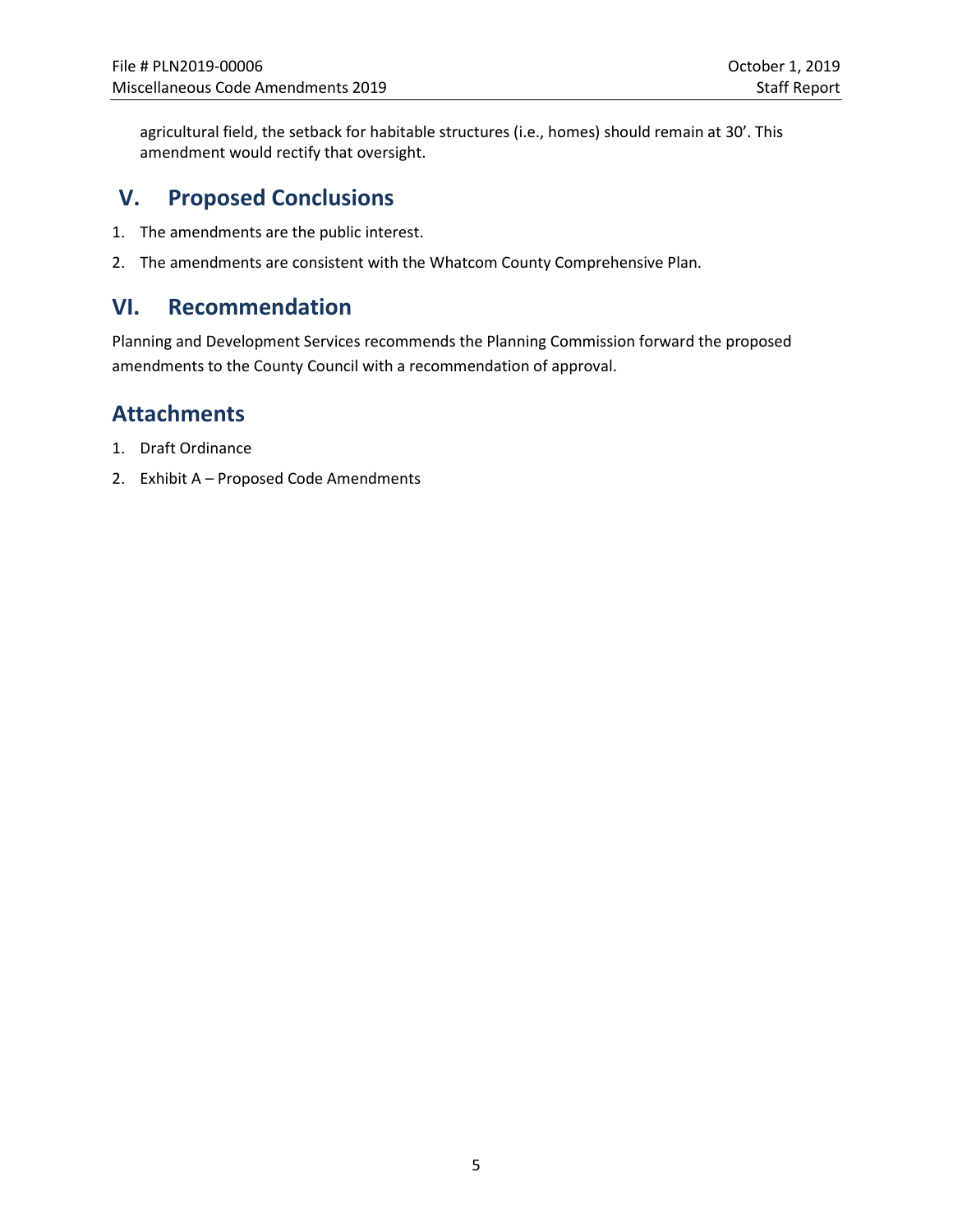agricultural field, the setback for habitable structures (i.e., homes) should remain at 30'. This amendment would rectify that oversight.

## V. Proposed Conclusions

1. The amendments are the public interest.
2. The amendments are consistent with the Whatcom County Comprehensive Plan.

## VI. Recommendation

Planning and Development Services recommends the Planning Commission forward the proposed amendments to the County Council with a recommendation of approval.

## Attachments

1. Draft Ordinance
2. Exhibit A – Proposed Code Amendments